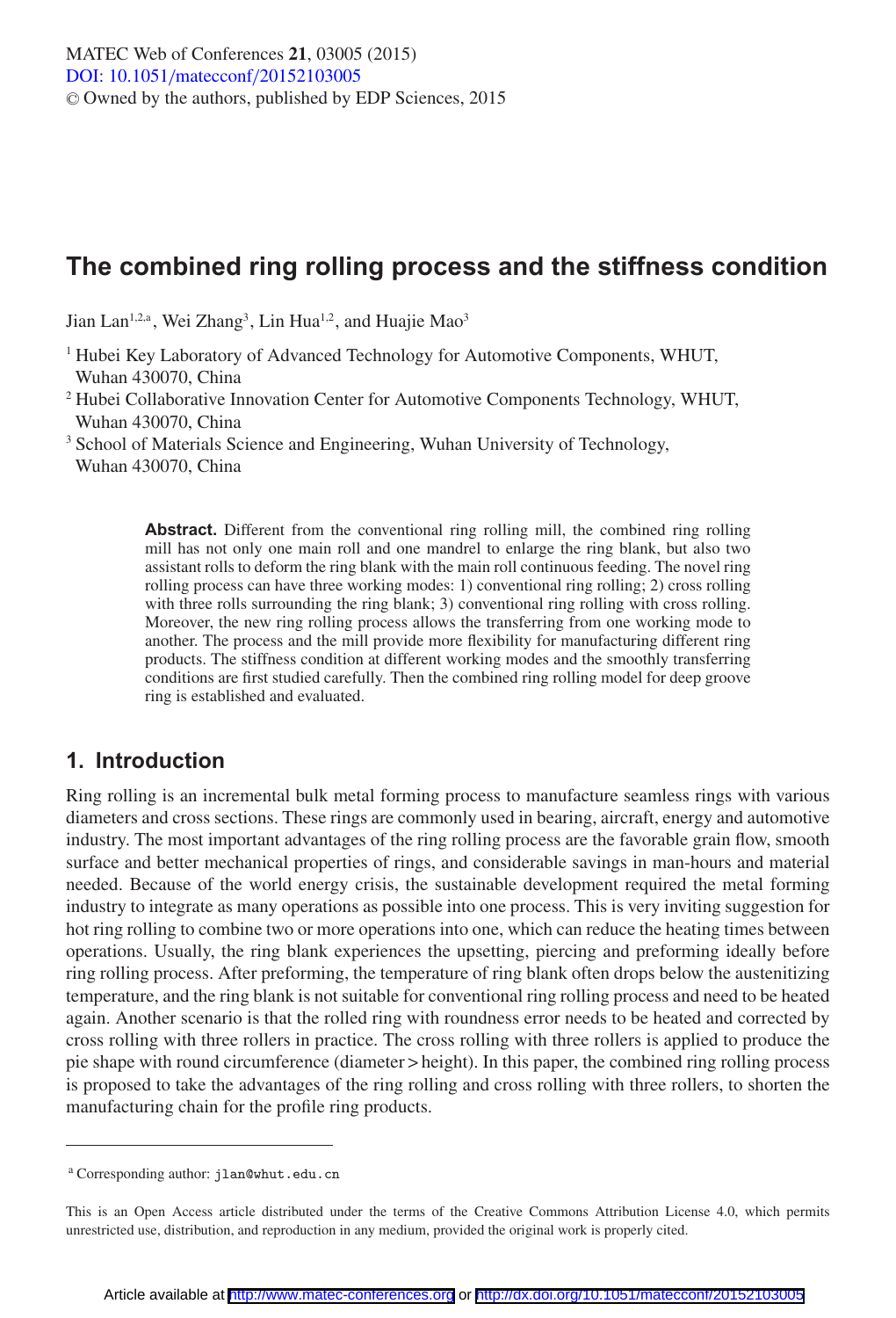# The combined ring rolling process and the stiffness condition

Jian Lan[1,2,a], Wei Zhang[3], Lin Hua[1,2], and Huajie Mao[3]

[1] Hubei Key Laboratory of Advanced Technology for Automotive Components, WHUT, Wuhan 430070, China

[2] Hubei Collaborative Innovation Center for Automotive Components Technology, WHUT, Wuhan 430070, China

[3] School of Materials Science and Engineering, Wuhan University of Technology, Wuhan 430070, China

**Abstract.** Different from the conventional ring rolling mill, the combined ring rolling mill has not only one main roll and one mandrel to enlarge the ring blank, but also two assistant rolls to deform the ring blank with the main roll continuous feeding. The novel ring rolling process can have three working modes: 1) conventional ring rolling; 2) cross rolling with three rolls surrounding the ring blank; 3) conventional ring rolling with cross rolling. Moreover, the new ring rolling process allows the transferring from one working mode to another. The process and the mill provide more flexibility for manufacturing different ring products. The stiffness condition at different working modes and the smoothly transferring conditions are first studied carefully. Then the combined ring rolling model for deep groove ring is established and evaluated.

## 1. Introduction

Ring rolling is an incremental bulk metal forming process to manufacture seamless rings with various diameters and cross sections. These rings are commonly used in bearing, aircraft, energy and automotive industry. The most important advantages of the ring rolling process are the favorable grain flow, smooth surface and better mechanical properties of rings, and considerable savings in man-hours and material needed. Because of the world energy crisis, the sustainable development required the metal forming industry to integrate as many operations as possible into one process. This is very inviting suggestion for hot ring rolling to combine two or more operations into one, which can reduce the heating times between operations. Usually, the ring blank experiences the upsetting, piercing and preforming ideally before ring rolling process. After preforming, the temperature of ring blank often drops below the austenitizing temperature, and the ring blank is not suitable for conventional ring rolling process and need to be heated again. Another scenario is that the rolled ring with roundness error needs to be heated and corrected by cross rolling with three rollers in practice. The cross rolling with three rollers is applied to produce the pie shape with round circumference (diameter > height). In this paper, the combined ring rolling process is proposed to take the advantages of the ring rolling and cross rolling with three rollers, to shorten the manufacturing chain for the profile ring products.

[a] Corresponding author: jlan@whut.edu.cn

This is an Open Access article distributed under the terms of the Creative Commons Attribution License 4.0, which permits unrestricted use, distribution, and reproduction in any medium, provided the original work is properly cited.

Article available at http://www.matec-conferences.org or http://dx.doi.org/10.1051/matecconf/20152103005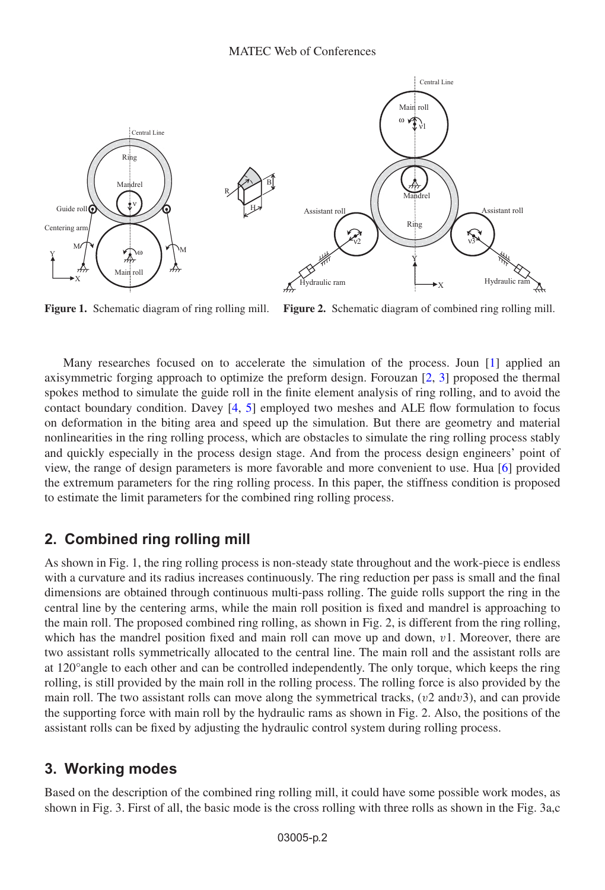**Figure 1.** Schematic diagram of ring rolling mill.

**Figure 2.** Schematic diagram of combined ring rolling mill.

Many researches focused on to accelerate the simulation of the process. Joun [1] applied an axisymmetric forging approach to optimize the preform design. Forouzan [2, 3] proposed the thermal spokes method to simulate the guide roll in the finite element analysis of ring rolling, and to avoid the contact boundary condition. Davey [4, 5] employed two meshes and ALE flow formulation to focus on deformation in the biting area and speed up the simulation. But there are geometry and material nonlinearities in the ring rolling process, which are obstacles to simulate the ring rolling process stably and quickly especially in the process design stage. And from the process design engineers' point of view, the range of design parameters is more favorable and more convenient to use. Hua [6] provided the extremum parameters for the ring rolling process. In this paper, the stiffness condition is proposed to estimate the limit parameters for the combined ring rolling process.

## 2. Combined ring rolling mill

As shown in Fig. 1, the ring rolling process is non-steady state throughout and the work-piece is endless with a curvature and its radius increases continuously. The ring reduction per pass is small and the final dimensions are obtained through continuous multi-pass rolling. The guide rolls support the ring in the central line by the centering arms, while the main roll position is fixed and mandrel is approaching to the main roll. The proposed combined ring rolling, as shown in Fig. 2, is different from the ring rolling, which has the mandrel position fixed and main roll can move up and down, $v1$. Moreover, there are two assistant rolls symmetrically allocated to the central line. The main roll and the assistant rolls are at 120°angle to each other and can be controlled independently. The only torque, which keeps the ring rolling, is still provided by the main roll in the rolling process. The rolling force is also provided by the main roll. The two assistant rolls can move along the symmetrical tracks, ($v2$ and$v3$), and can provide the supporting force with main roll by the hydraulic rams as shown in Fig. 2. Also, the positions of the assistant rolls can be fixed by adjusting the hydraulic control system during rolling process.

## 3. Working modes

Based on the description of the combined ring rolling mill, it could have some possible work modes, as shown in Fig. 3. First of all, the basic mode is the cross rolling with three rolls as shown in the Fig. 3a,c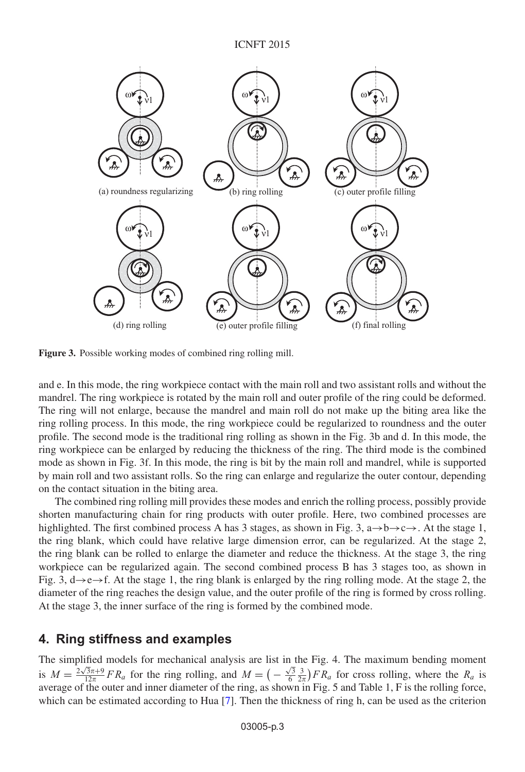(a) roundness regularizing (b) ring rolling (c) outer profile filling

(d) ring rolling (e) outer profile filling (f) final rolling

**Figure 3.** Possible working modes of combined ring rolling mill.

and e. In this mode, the ring workpiece contact with the main roll and two assistant rolls and without the mandrel. The ring workpiece is rotated by the main roll and outer profile of the ring could be deformed. The ring will not enlarge, because the mandrel and main roll do not make up the biting area like the ring rolling process. In this mode, the ring workpiece could be regularized to roundness and the outer profile. The second mode is the traditional ring rolling as shown in the Fig. 3b and d. In this mode, the ring workpiece can be enlarged by reducing the thickness of the ring. The third mode is the combined mode as shown in Fig. 3f. In this mode, the ring is bit by the main roll and mandrel, while is supported by main roll and two assistant rolls. So the ring can enlarge and regularize the outer contour, depending on the contact situation in the biting area.

The combined ring rolling mill provides these modes and enrich the rolling process, possibly provide shorten manufacturing chain for ring products with outer profile. Here, two combined processes are highlighted. The first combined process A has 3 stages, as shown in Fig. 3, a→b→c→. At the stage 1, the ring blank, which could have relative large dimension error, can be regularized. At the stage 2, the ring blank can be rolled to enlarge the diameter and reduce the thickness. At the stage 3, the ring workpiece can be regularized again. The second combined process B has 3 stages too, as shown in Fig. 3, d→e→f. At the stage 1, the ring blank is enlarged by the ring rolling mode. At the stage 2, the diameter of the ring reaches the design value, and the outer profile of the ring is formed by cross rolling. At the stage 3, the inner surface of the ring is formed by the combined mode.

## 4. Ring stiffness and examples

The simplified models for mechanical analysis are list in the Fig. 4. The maximum bending moment is $M = \frac{2\sqrt{3}\pi+9}{12\pi} F R_a$ for the ring rolling, and $M = \left(-\frac{\sqrt{3}}{6}\frac{3}{2\pi}\right) F R_a$ for cross rolling, where the $R_a$ is average of the outer and inner diameter of the ring, as shown in Fig. 5 and Table 1, F is the rolling force, which can be estimated according to Hua [7]. Then the thickness of ring h, can be used as the criterion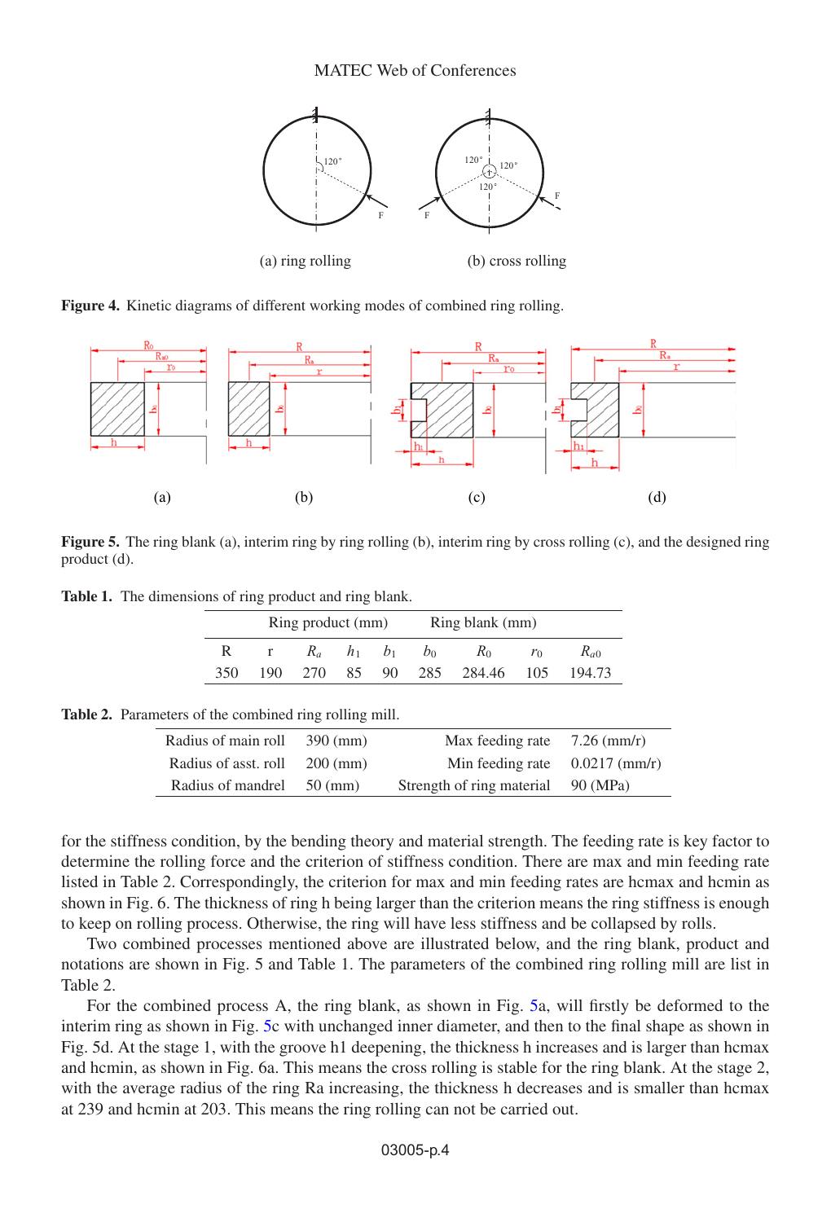Figure 4. Kinetic diagrams of different working modes of combined ring rolling.

Figure 5. The ring blank (a), interim ring by ring rolling (b), interim ring by cross rolling (c), and the designed ring product (d).

**Table 1.** The dimensions of ring product and ring blank.

| Ring product (mm) | | | | | Ring blank (mm) | | | |
|---|---|---|---|---|---|---|---|---|
| R | r | $R_a$ | $h_1$ | $b_1$ | $b_0$ | $R_0$ | $r_0$ | $R_{a0}$ |
| 350 | 190 | 270 | 85 | 90 | 285 | 284.46 | 105 | 194.73 |

**Table 2.** Parameters of the combined ring rolling mill.

| | | | |
|---|---|---|---|
| Radius of main roll | 390 (mm) | Max feeding rate | 7.26 (mm/r) |
| Radius of asst. roll | 200 (mm) | Min feeding rate | 0.0217 (mm/r) |
| Radius of mandrel | 50 (mm) | Strength of ring material | 90 (MPa) |

for the stiffness condition, by the bending theory and material strength. The feeding rate is key factor to determine the rolling force and the criterion of stiffness condition. There are max and min feeding rate listed in Table 2. Correspondingly, the criterion for max and min feeding rates are hcmax and hcmin as shown in Fig. 6. The thickness of ring h being larger than the criterion means the ring stiffness is enough to keep on rolling process. Otherwise, the ring will have less stiffness and be collapsed by rolls.

Two combined processes mentioned above are illustrated below, and the ring blank, product and notations are shown in Fig. 5 and Table 1. The parameters of the combined ring rolling mill are list in Table 2.

For the combined process A, the ring blank, as shown in Fig. 5a, will firstly be deformed to the interim ring as shown in Fig. 5c with unchanged inner diameter, and then to the final shape as shown in Fig. 5d. At the stage 1, with the groove h1 deepening, the thickness h increases and is larger than hcmax and hcmin, as shown in Fig. 6a. This means the cross rolling is stable for the ring blank. At the stage 2, with the average radius of the ring Ra increasing, the thickness h decreases and is smaller than hcmax at 239 and hcmin at 203. This means the ring rolling can not be carried out.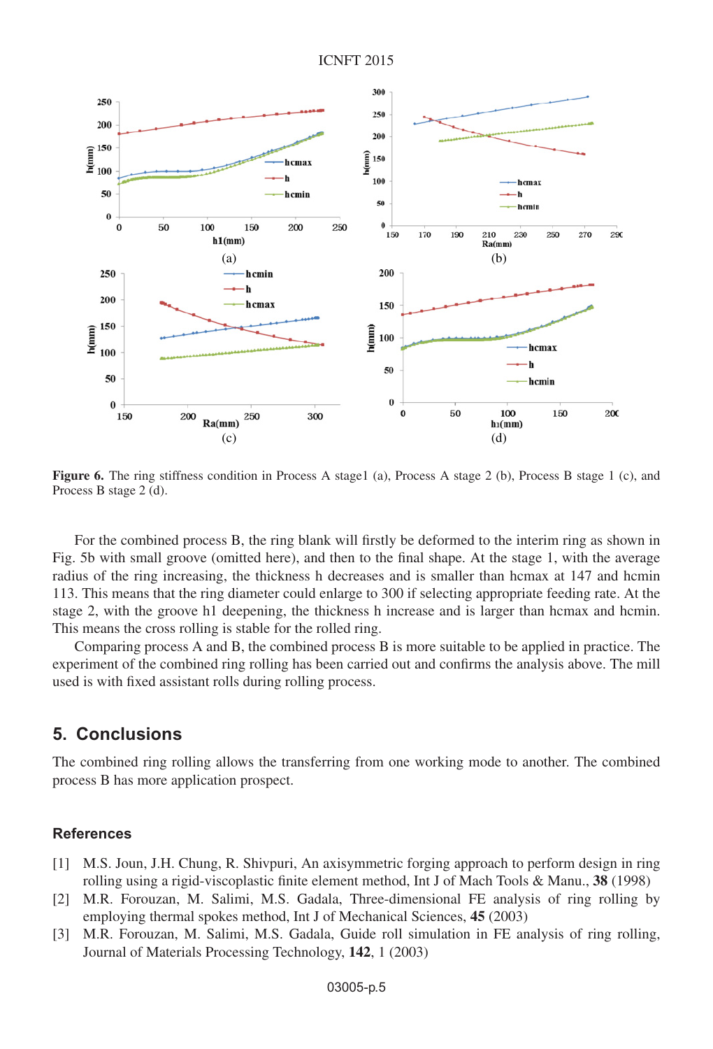**Figure 6.** The ring stiffness condition in Process A stage1 (a), Process A stage 2 (b), Process B stage 1 (c), and Process B stage 2 (d).

For the combined process B, the ring blank will firstly be deformed to the interim ring as shown in Fig. 5b with small groove (omitted here), and then to the final shape. At the stage 1, with the average radius of the ring increasing, the thickness h decreases and is smaller than hcmax at 147 and hcmin 113. This means that the ring diameter could enlarge to 300 if selecting appropriate feeding rate. At the stage 2, with the groove h1 deepening, the thickness h increase and is larger than hcmax and hcmin. This means the cross rolling is stable for the rolled ring.

Comparing process A and B, the combined process B is more suitable to be applied in practice. The experiment of the combined ring rolling has been carried out and confirms the analysis above. The mill used is with fixed assistant rolls during rolling process.

## 5. Conclusions

The combined ring rolling allows the transferring from one working mode to another. The combined process B has more application prospect.

### References

[1] M.S. Joun, J.H. Chung, R. Shivpuri, An axisymmetric forging approach to perform design in ring rolling using a rigid-viscoplastic finite element method, Int J of Mach Tools & Manu., **38** (1998)

[2] M.R. Forouzan, M. Salimi, M.S. Gadala, Three-dimensional FE analysis of ring rolling by employing thermal spokes method, Int J of Mechanical Sciences, **45** (2003)

[3] M.R. Forouzan, M. Salimi, M.S. Gadala, Guide roll simulation in FE analysis of ring rolling, Journal of Materials Processing Technology, **142**, 1 (2003)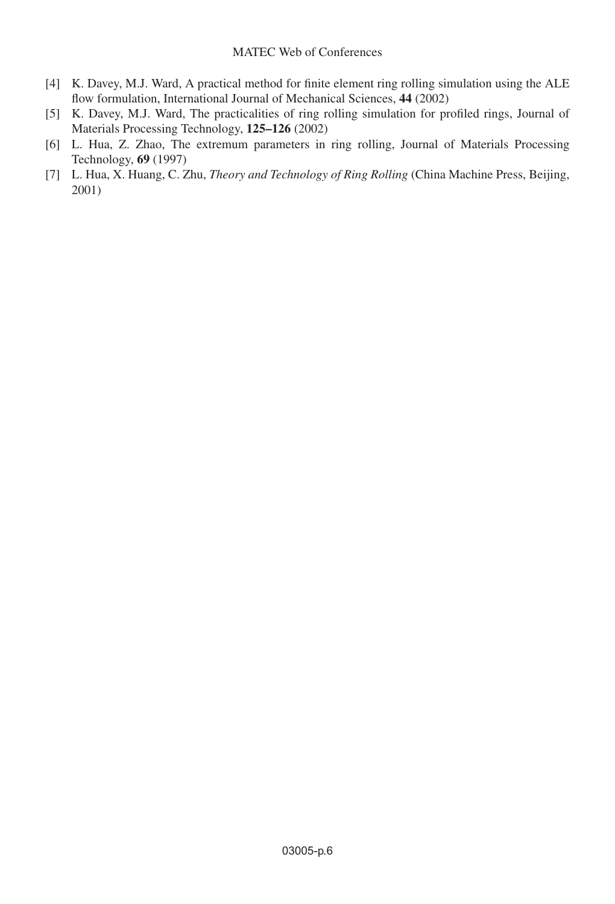[4] K. Davey, M.J. Ward, A practical method for finite element ring rolling simulation using the ALE flow formulation, International Journal of Mechanical Sciences, **44** (2002)

[5] K. Davey, M.J. Ward, The practicalities of ring rolling simulation for profiled rings, Journal of Materials Processing Technology, **125–126** (2002)

[6] L. Hua, Z. Zhao, The extremum parameters in ring rolling, Journal of Materials Processing Technology, **69** (1997)

[7] L. Hua, X. Huang, C. Zhu, *Theory and Technology of Ring Rolling* (China Machine Press, Beijing, 2001)